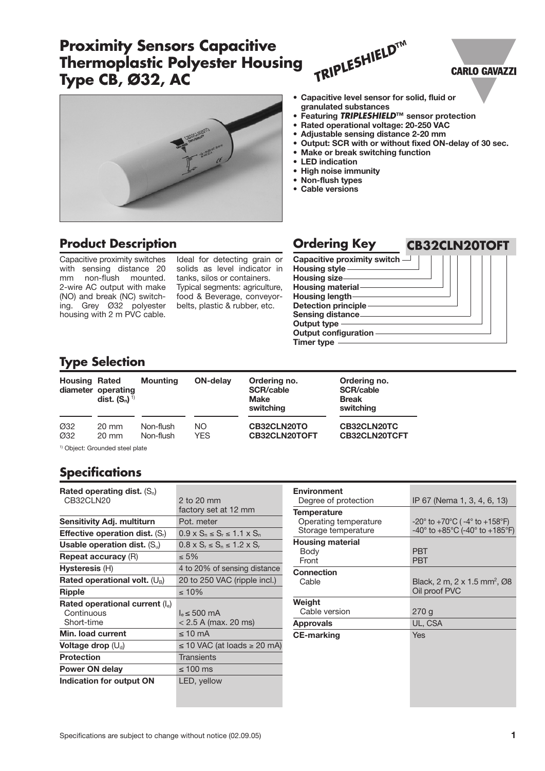# Proximity Sensors Capacitive Thermoplastic Polyester Housing Type CB, Ø32, AC

*TRIPLESHIELD™*

CARLO GAVAZZI

- **Capacitive level sensor for solid, fluid or granulated substances**
- **Featuring *TRIPLESHIELD*™ sensor protection**
- **Rated operational voltage: 20-250 VAC**
- **Adjustable sensing distance 2-20 mm**
- **Output: SCR with or without fixed ON-delay of 30 sec.**
- **Make or break switching function**
- **LED indication**
- **High noise immunity**
- **Non-flush types**
- **Cable versions**

## Product Description

Capacitive proximity switches with sensing distance 20 mm non-flush mounted. 2-wire AC output with make (NO) and break (NC) switching. Grey Ø32 polyester housing with 2 m PVC cable.

Ideal for detecting grain or solids as level indicator in tanks, silos or containers. Typical segments: agriculture, food & Beverage, conveyorbelts, plastic & rubber, etc.

## Ordering Key

**CB32CLN20TOFT**

- Capacitive proximity switch
- Housing style
- Housing size
- Housing material
- Housing length
- Detection principle
- Sensing distance
- Output type
- Output configuration
- Timer type

## Type Selection

| Housing diameter | Rated operating dist. ($S_n$) [1] | Mounting | ON-delay | Ordering no. SCR/cable Make switching | Ordering no. SCR/cable Break switching |
|---|---|---|---|---|---|
| Ø32 | 20 mm | Non-flush | NO | **CB32CLN20TO** | **CB32CLN20TC** |
| Ø32 | 20 mm | Non-flush | YES | **CB32CLN20TOFT** | **CB32CLN20TCFT** |

[1] Object: Grounded steel plate

## Specifications

| | |
|---|---|
| **Rated operating dist.** ($S_n$) CB32CLN20 | 2 to 20 mm factory set at 12 mm |
| **Sensitivity Adj. multiturn** | Pot. meter |
| **Effective operation dist.** ($S_r$) | $0.9 \times S_n \leq S_r \leq 1.1 \times S_n$ |
| **Usable operation dist.** ($S_u$) | $0.8 \times S_r \leq S_n \leq 1.2 \times S_r$ |
| **Repeat accuracy** (R) | ≤ 5% |
| **Hysteresis** (H) | 4 to 20% of sensing distance |
| **Rated operational volt.** ($U_B$) | 20 to 250 VAC (ripple incl.) |
| **Ripple** | ≤ 10% |
| **Rated operational current** ($I_e$) | |
| Continuous | $I_e \leq$ 500 mA |
| Short-time | < 2.5 A (max. 20 ms) |
| **Min. load current** | ≤ 10 mA |
| **Voltage drop** ($U_d$) | ≤ 10 VAC (at loads ≥ 20 mA) |
| **Protection** | Transients |
| **Power ON delay** | ≤ 100 ms |
| **Indication for output ON** | LED, yellow |

| | |
|---|---|
| **Environment** | |
| Degree of protection | IP 67 (Nema 1, 3, 4, 6, 13) |
| **Temperature** | |
| Operating temperature | -20° to +70°C ( -4° to +158°F) |
| Storage temperature | -40° to +85°C (-40° to +185°F) |
| **Housing material** | |
| Body | PBT |
| Front | PBT |
| **Connection** | |
| Cable | Black, 2 m, 2 x 1.5 mm², Ø8 Oil proof PVC |
| **Weight** | |
| Cable version | 270 g |
| **Approvals** | UL, CSA |
| **CE-marking** | Yes |

Specifications are subject to change without notice (02.09.05)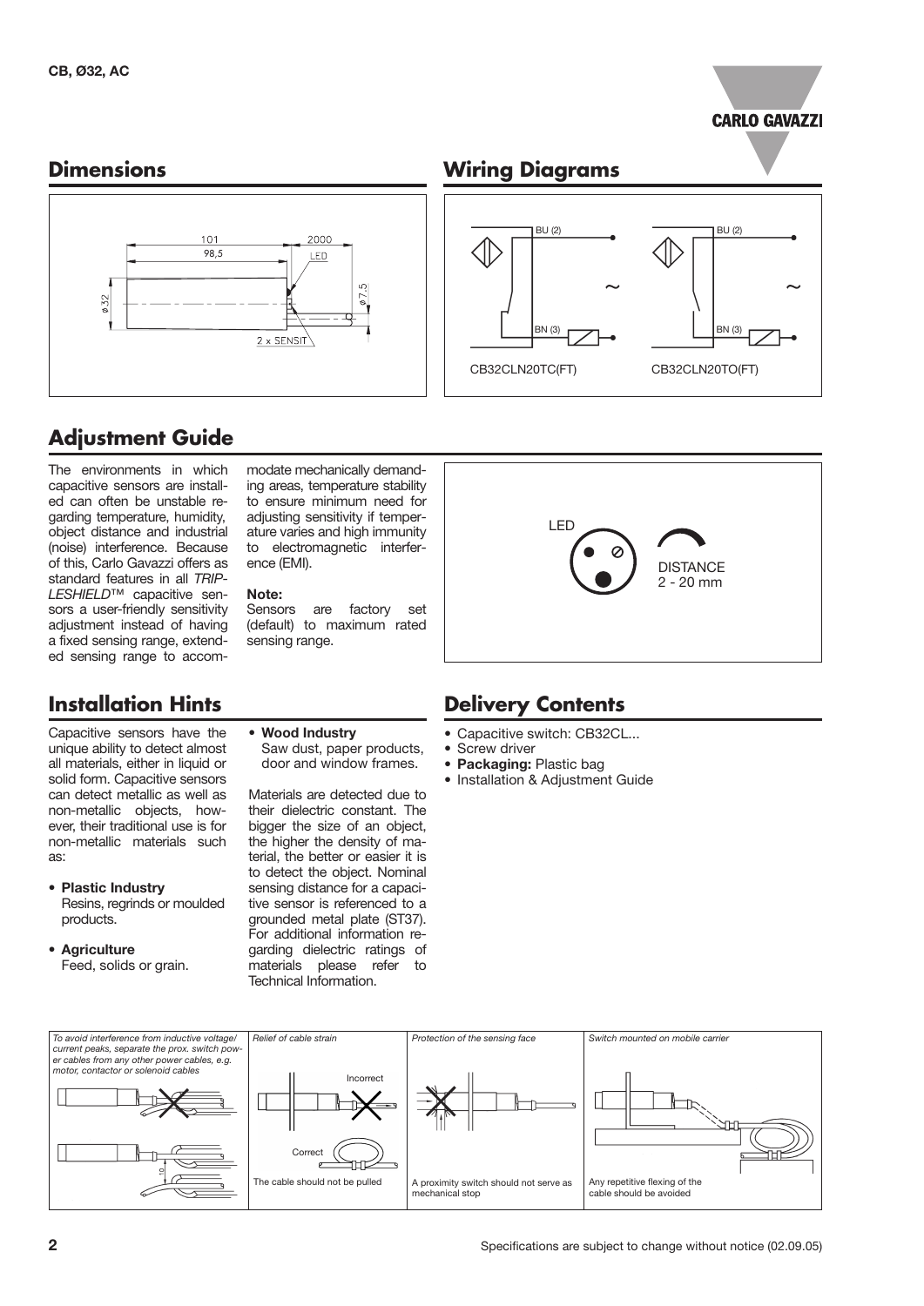CB, Ø32, AC

## Dimensions

101
98,5
2000
LED
ø32
ø7,5
2 x SENSIT

## Wiring Diagrams

BU (2)
BN (3)
~
CB32CLN20TC(FT)

BU (2)
BN (3)
~
CB32CLN20TO(FT)

## Adjustment Guide

The environments in which capacitive sensors are installed can often be unstable regarding temperature, humidity, object distance and industrial (noise) interference. Because of this, Carlo Gavazzi offers as standard features in all *TRIPLESHIELD*™ capacitive sensors a user-friendly sensitivity adjustment instead of having a fixed sensing range, extended sensing range to accommodate mechanically demanding areas, temperature stability to ensure minimum need for adjusting sensitivity if temperature varies and high immunity to electromagnetic interference (EMI).

**Note:**
Sensors are factory set (default) to maximum rated sensing range.

LED
DISTANCE
2 - 20 mm

## Installation Hints

Capacitive sensors have the unique ability to detect almost all materials, either in liquid or solid form. Capacitive sensors can detect metallic as well as non-metallic objects, however, their traditional use is for non-metallic materials such as:

- **Plastic Industry**
  Resins, regrinds or moulded products.
- **Agriculture**
  Feed, solids or grain.
- **Wood Industry**
  Saw dust, paper products, door and window frames.

Materials are detected due to their dielectric constant. The bigger the size of an object, the higher the density of material, the better or easier it is to detect the object. Nominal sensing distance for a capacitive sensor is referenced to a grounded metal plate (ST37). For additional information regarding dielectric ratings of materials please refer to Technical Information.

## Delivery Contents

- Capacitive switch: CB32CL...
- Screw driver
- **Packaging:** Plastic bag
- Installation & Adjustment Guide

*To avoid interference from inductive voltage/current peaks, separate the prox. switch power cables from any other power cables, e.g. motor, contactor or solenoid cables*

10

*Relief of cable strain*

Incorrect

Correct

The cable should not be pulled

*Protection of the sensing face*

A proximity switch should not serve as mechanical stop

*Switch mounted on mobile carrier*

Any repetitive flexing of the cable should be avoided

Specifications are subject to change without notice (02.09.05)